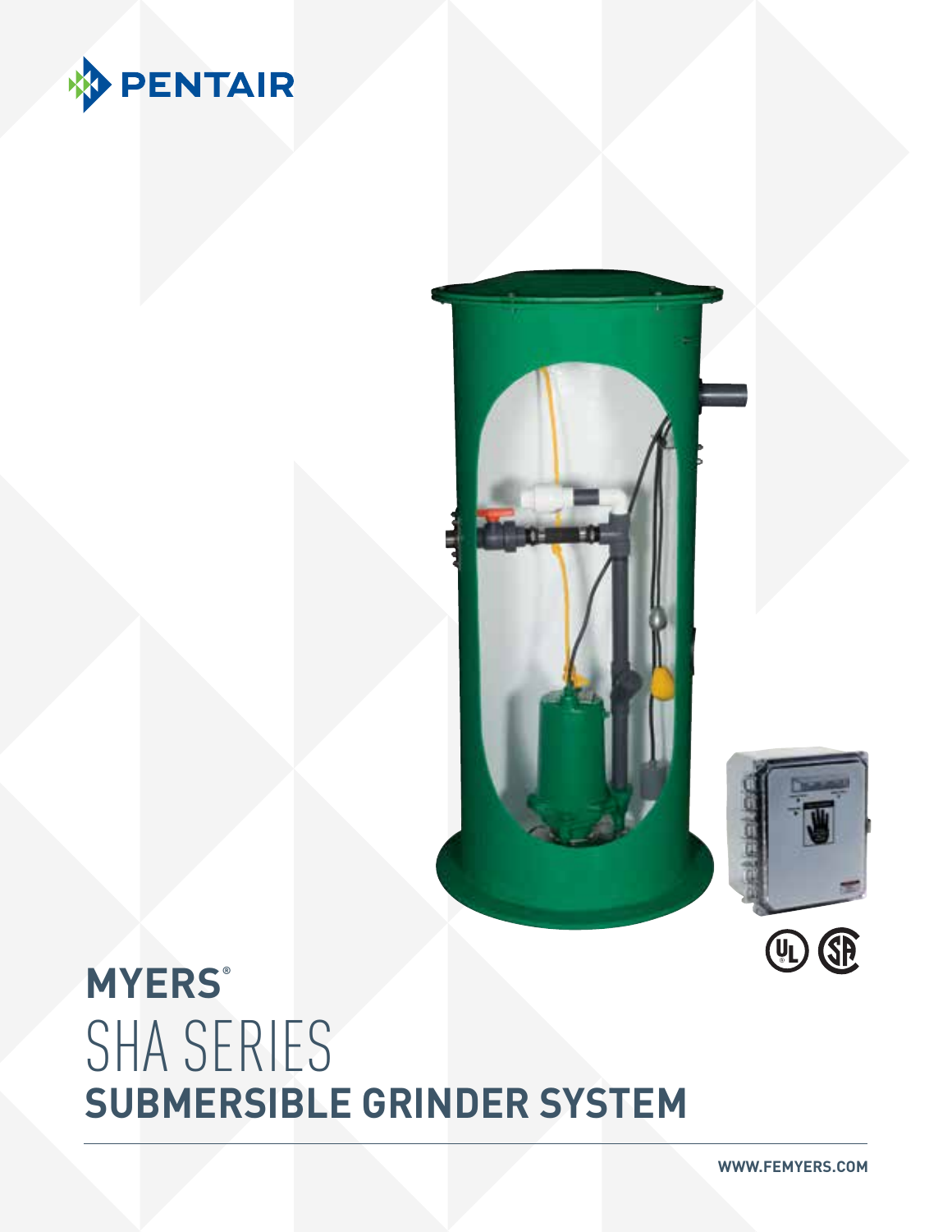PENTAIR

# MYERS®

# SHA SERIES

## SUBMERSIBLE GRINDER SYSTEM

WWW.FEMYERS.COM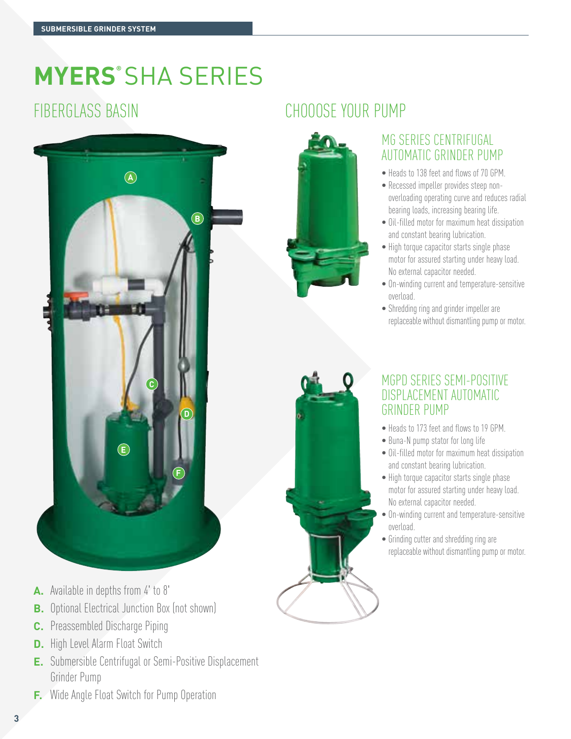# MYERS® SHA SERIES

## FIBERGLASS BASIN

- **A.** Available in depths from 4' to 8'
- **B.** Optional Electrical Junction Box (not shown)
- **C.** Preassembled Discharge Piping
- **D.** High Level Alarm Float Switch
- **E.** Submersible Centrifugal or Semi-Positive Displacement Grinder Pump
- **F.** Wide Angle Float Switch for Pump Operation

## CHOOOSE YOUR PUMP

### MG SERIES CENTRIFUGAL AUTOMATIC GRINDER PUMP

- Heads to 138 feet and flows of 70 GPM.
- Recessed impeller provides steep non-overloading operating curve and reduces radial bearing loads, increasing bearing life.
- Oil-filled motor for maximum heat dissipation and constant bearing lubrication.
- High torque capacitor starts single phase motor for assured starting under heavy load. No external capacitor needed.
- On-winding current and temperature-sensitive overload.
- Shredding ring and grinder impeller are replaceable without dismantling pump or motor.

### MGPD SERIES SEMI-POSITIVE DISPLACEMENT AUTOMATIC GRINDER PUMP

- Heads to 173 feet and flows to 19 GPM.
- Buna-N pump stator for long life
- Oil-filled motor for maximum heat dissipation and constant bearing lubrication.
- High torque capacitor starts single phase motor for assured starting under heavy load. No external capacitor needed.
- On-winding current and temperature-sensitive overload.
- Grinding cutter and shredding ring are replaceable without dismantling pump or motor.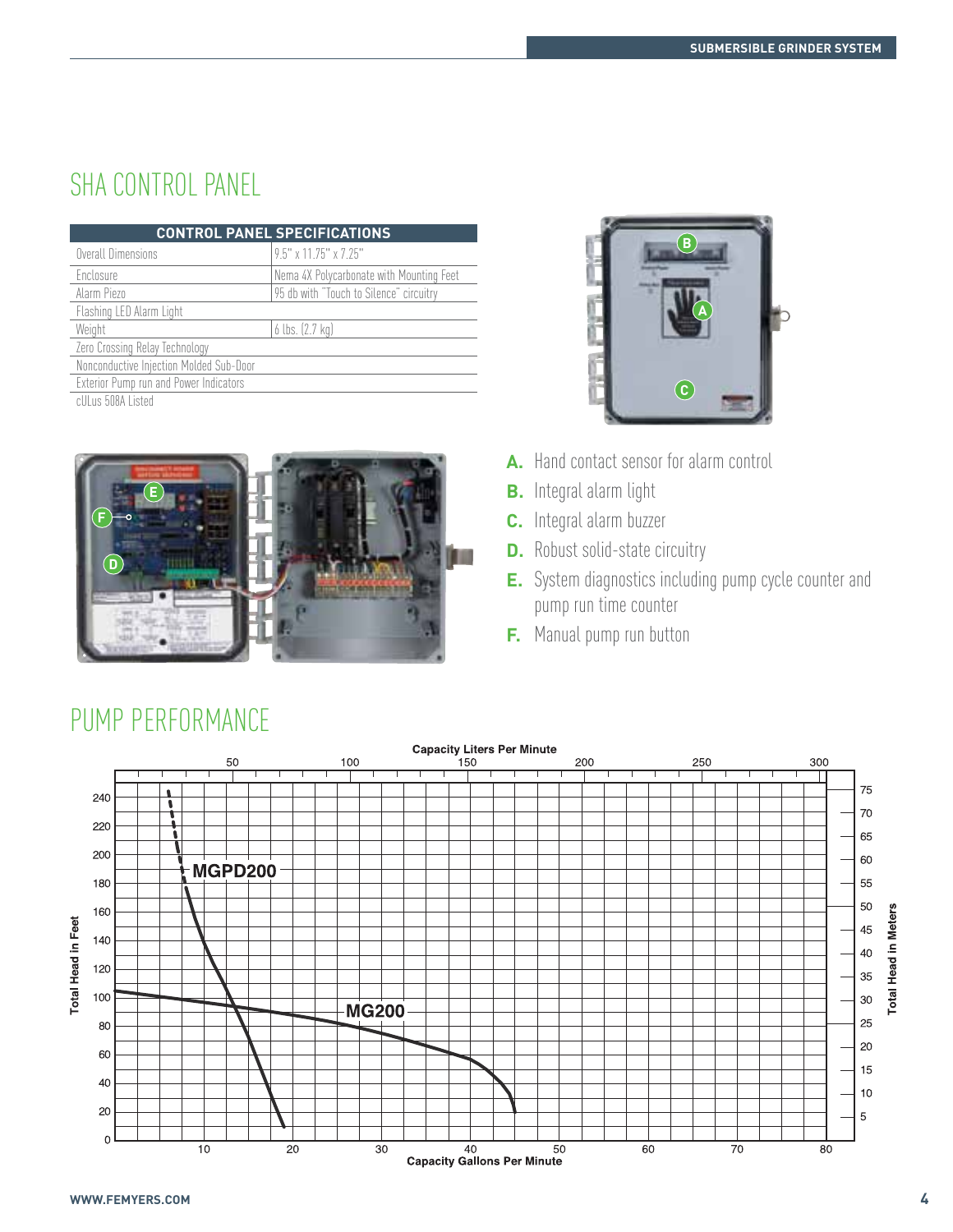# SHA CONTROL PANEL

| CONTROL PANEL SPECIFICATIONS | |
|---|---|
| Overall Dimensions | 9.5" x 11.75" x 7.25" |
| Enclosure | Nema 4X Polycarbonate with Mounting Feet |
| Alarm Piezo | 95 db with "Touch to Silence" circuitry |
| Flashing LED Alarm Light | |
| Weight | 6 lbs. (2.7 kg) |
| Zero Crossing Relay Technology | |
| Nonconductive Injection Molded Sub-Door | |
| Exterior Pump run and Power Indicators | |
| cULus 508A Listed | |

**A.** Hand contact sensor for alarm control

**B.** Integral alarm light

**C.** Integral alarm buzzer

**D.** Robust solid-state circuitry

**E.** System diagnostics including pump cycle counter and pump run time counter

**F.** Manual pump run button

# PUMP PERFORMANCE

Capacity Liters Per Minute

MGPD200

MG200

Total Head in Feet

Total Head in Meters

Capacity Gallons Per Minute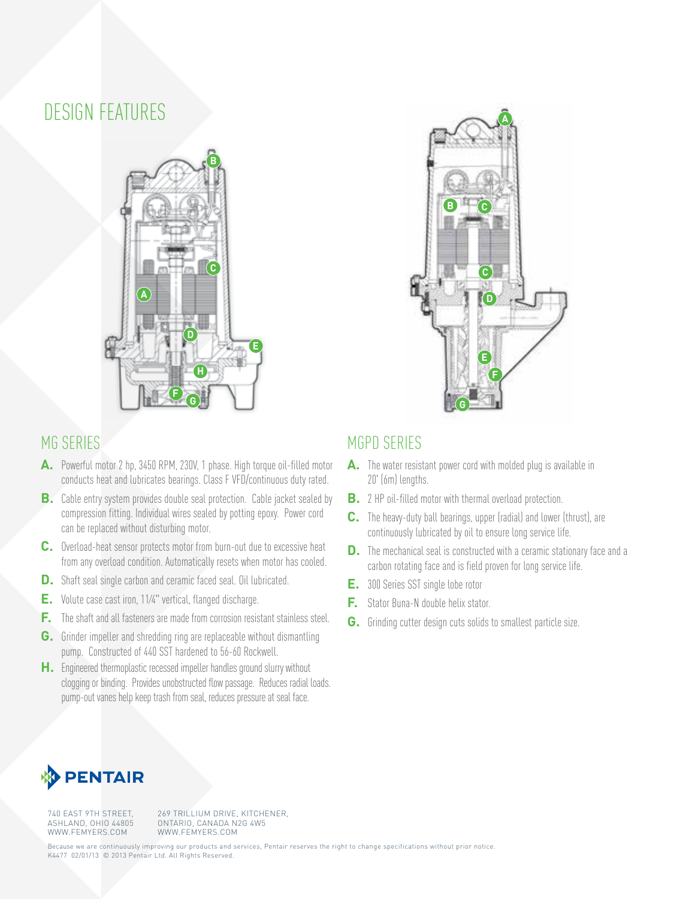# DESIGN FEATURES

## MG SERIES

**A.** Powerful motor 2 hp, 3450 RPM, 230V, 1 phase. High torque oil-filled motor conducts heat and lubricates bearings. Class F VFD/continuous duty rated.

**B.** Cable entry system provides double seal protection. Cable jacket sealed by compression fitting. Individual wires sealed by potting epoxy. Power cord can be replaced without disturbing motor.

**C.** Overload-heat sensor protects motor from burn-out due to excessive heat from any overload condition. Automatically resets when motor has cooled.

**D.** Shaft seal single carbon and ceramic faced seal. Oil lubricated.

**E.** Volute case cast iron, 11/4" vertical, flanged discharge.

**F.** The shaft and all fasteners are made from corrosion resistant stainless steel.

**G.** Grinder impeller and shredding ring are replaceable without dismantling pump. Constructed of 440 SST hardened to 56-60 Rockwell.

**H.** Engineered thermoplastic recessed impeller handles ground slurry without clogging or binding. Provides unobstructed flow passage. Reduces radial loads. pump-out vanes help keep trash from seal, reduces pressure at seal face.

## MGPD SERIES

**A.** The water resistant power cord with molded plug is available in 20' (6m) lengths.

**B.** 2 HP oil-filled motor with thermal overload protection.

**C.** The heavy-duty ball bearings, upper (radial) and lower (thrust), are continuously lubricated by oil to ensure long service life.

**D.** The mechanical seal is constructed with a ceramic stationary face and a carbon rotating face and is field proven for long service life.

**E.** 300 Series SST single lobe rotor

**F.** Stator Buna-N double helix stator.

**G.** Grinding cutter design cuts solids to smallest particle size.

PENTAIR

740 EAST 9TH STREET,
ASHLAND, OHIO 44805
WWW.FEMYERS.COM

269 TRILLIUM DRIVE, KITCHENER,
ONTARIO, CANADA N2G 4W5
WWW.FEMYERS.COM

Because we are continuously improving our products and services, Pentair reserves the right to change specifications without prior notice.
K4477 02/01/13 © 2013 Pentair Ltd. All Rights Reserved.